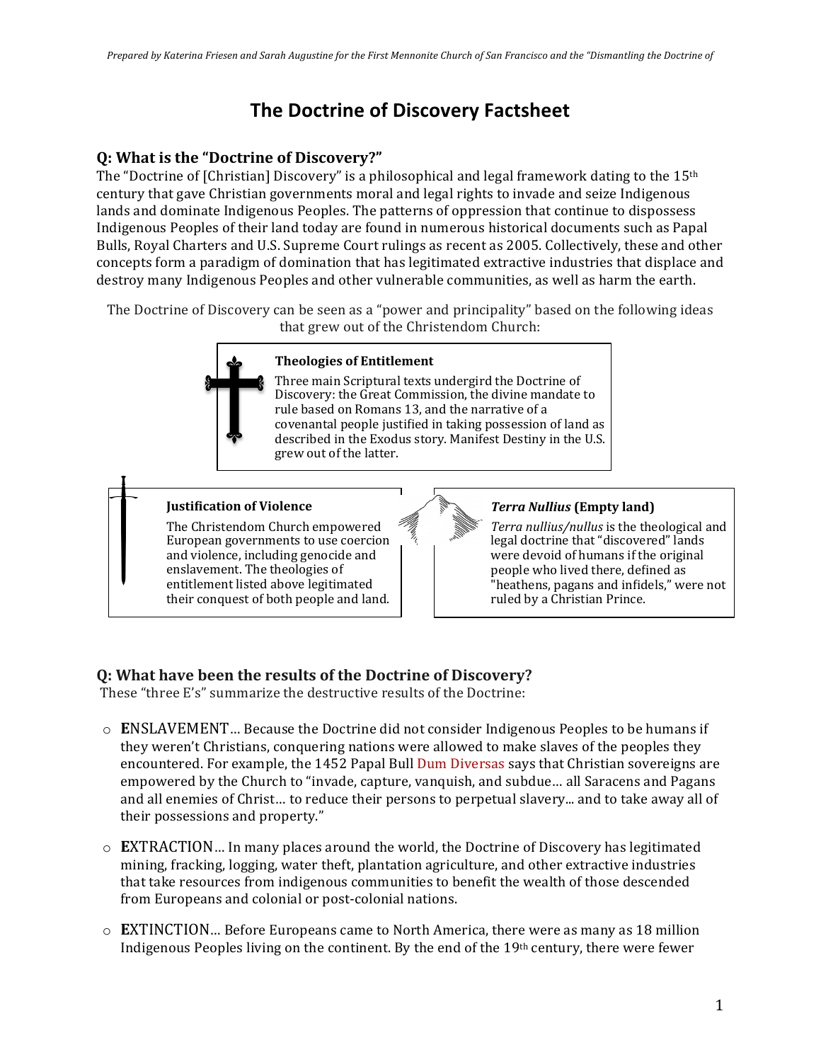# The Doctrine of Discovery Factsheet

## Q: What is the "Doctrine of Discovery?"

The "Doctrine of [Christian] Discovery" is a philosophical and legal framework dating to the 15th century that gave Christian governments moral and legal rights to invade and seize Indigenous lands and dominate Indigenous Peoples. The patterns of oppression that continue to dispossess Indigenous Peoples of their land today are found in numerous historical documents such as Papal Bulls, Royal Charters and U.S. Supreme Court rulings as recent as 2005. Collectively, these and other concepts form a paradigm of domination that has legitimated extractive industries that displace and destroy many Indigenous Peoples and other vulnerable communities, as well as harm the earth.

The Doctrine of Discovery can be seen as a "power and principality" based on the following ideas that grew out of the Christendom Church:

**Theologies of Entitlement**

Three main Scriptural texts undergird the Doctrine of Discovery: the Great Commission, the divine mandate to rule based on Romans 13, and the narrative of a covenantal people justified in taking possession of land as described in the Exodus story. Manifest Destiny in the U.S. grew out of the latter.

**Justification of Violence**

The Christendom Church empowered European governments to use coercion and violence, including genocide and enslavement. The theologies of entitlement listed above legitimated their conquest of both people and land.

***Terra Nullius* (Empty land)**

*Terra nullius/nullus* is the theological and legal doctrine that "discovered" lands were devoid of humans if the original people who lived there, defined as "heathens, pagans and infidels," were not ruled by a Christian Prince.

## Q: What have been the results of the Doctrine of Discovery?

These "three E's" summarize the destructive results of the Doctrine:

- **E**NSLAVEMENT… Because the Doctrine did not consider Indigenous Peoples to be humans if they weren't Christians, conquering nations were allowed to make slaves of the peoples they encountered. For example, the 1452 Papal Bull Dum Diversas says that Christian sovereigns are empowered by the Church to "invade, capture, vanquish, and subdue… all Saracens and Pagans and all enemies of Christ… to reduce their persons to perpetual slavery... and to take away all of their possessions and property."

- **E**XTRACTION… In many places around the world, the Doctrine of Discovery has legitimated mining, fracking, logging, water theft, plantation agriculture, and other extractive industries that take resources from indigenous communities to benefit the wealth of those descended from Europeans and colonial or post-colonial nations.

- **E**XTINCTION… Before Europeans came to North America, there were as many as 18 million Indigenous Peoples living on the continent. By the end of the 19th century, there were fewer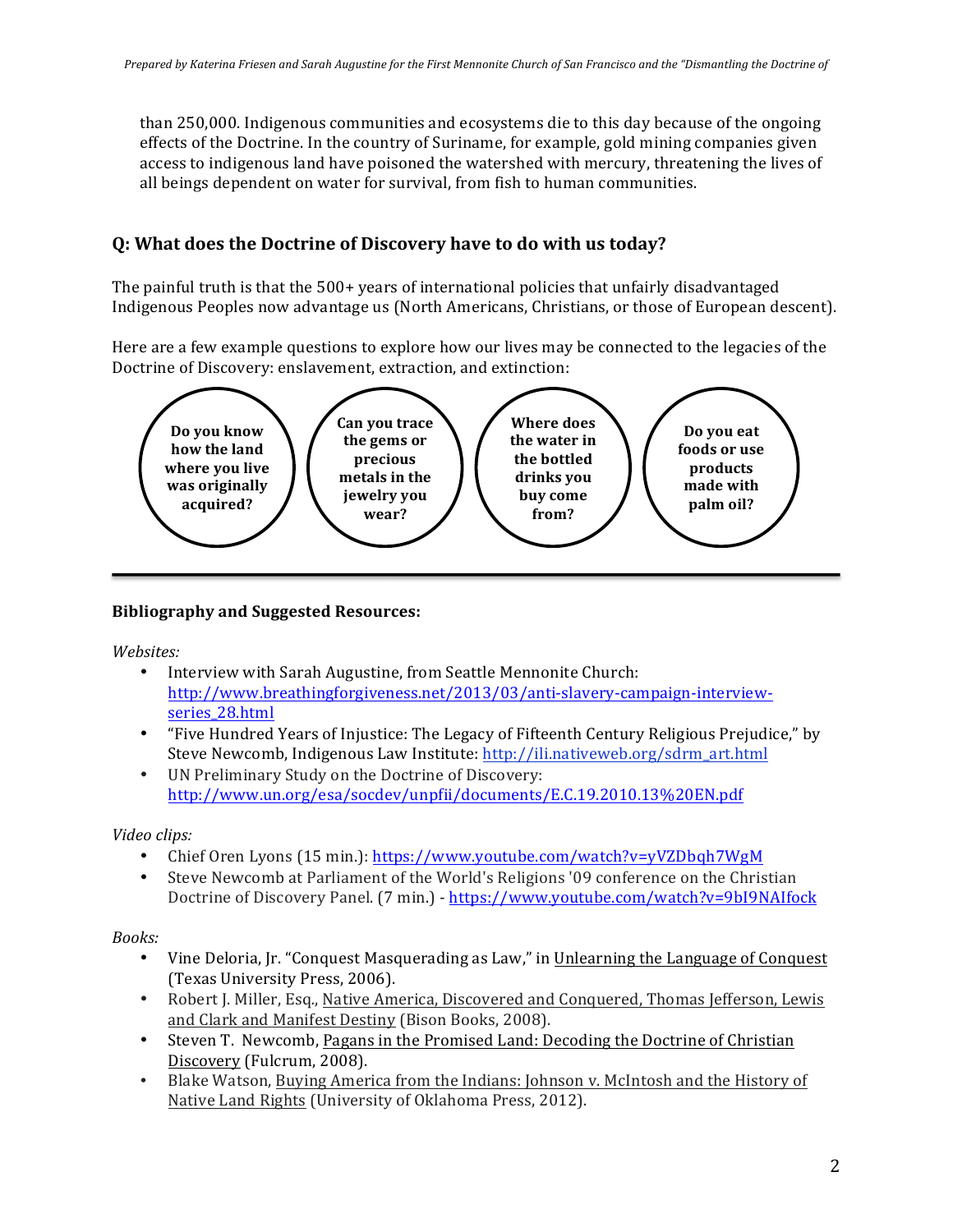than 250,000. Indigenous communities and ecosystems die to this day because of the ongoing effects of the Doctrine. In the country of Suriname, for example, gold mining companies given access to indigenous land have poisoned the watershed with mercury, threatening the lives of all beings dependent on water for survival, from fish to human communities.

## Q: What does the Doctrine of Discovery have to do with us today?

The painful truth is that the 500+ years of international policies that unfairly disadvantaged Indigenous Peoples now advantage us (North Americans, Christians, or those of European descent).

Here are a few example questions to explore how our lives may be connected to the legacies of the Doctrine of Discovery: enslavement, extraction, and extinction:

**Do you know how the land where you live was originally acquired?**

**Can you trace the gems or precious metals in the jewelry you wear?**

**Where does the water in the bottled drinks you buy come from?**

**Do you eat foods or use products made with palm oil?**

---

**Bibliography and Suggested Resources:**

*Websites:*

- Interview with Sarah Augustine, from Seattle Mennonite Church: http://www.breathingforgiveness.net/2013/03/anti-slavery-campaign-interview-series_28.html
- "Five Hundred Years of Injustice: The Legacy of Fifteenth Century Religious Prejudice," by Steve Newcomb, Indigenous Law Institute: http://ili.nativeweb.org/sdrm_art.html
- UN Preliminary Study on the Doctrine of Discovery: http://www.un.org/esa/socdev/unpfii/documents/E.C.19.2010.13%20EN.pdf

*Video clips:*

- Chief Oren Lyons (15 min.): https://www.youtube.com/watch?v=yVZDbqh7WgM
- Steve Newcomb at Parliament of the World's Religions '09 conference on the Christian Doctrine of Discovery Panel. (7 min.) - https://www.youtube.com/watch?v=9bI9NAIfock

*Books:*

- Vine Deloria, Jr. "Conquest Masquerading as Law," in Unlearning the Language of Conquest (Texas University Press, 2006).
- Robert J. Miller, Esq., Native America, Discovered and Conquered, Thomas Jefferson, Lewis and Clark and Manifest Destiny (Bison Books, 2008).
- Steven T. Newcomb, Pagans in the Promised Land: Decoding the Doctrine of Christian Discovery (Fulcrum, 2008).
- Blake Watson, Buying America from the Indians: Johnson v. McIntosh and the History of Native Land Rights (University of Oklahoma Press, 2012).